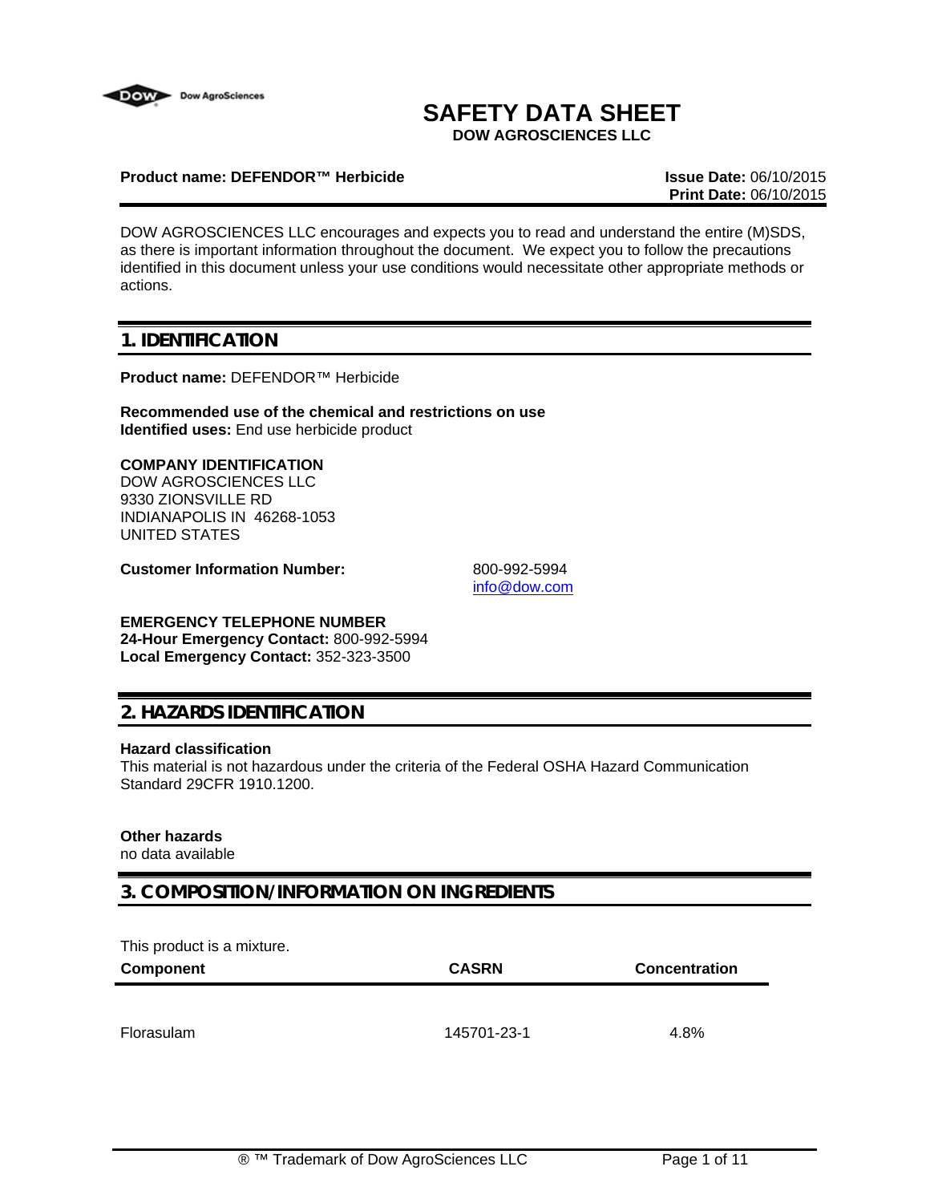# SAFETY DATA SHEET

**DOW AGROSCIENCES LLC**

**Product name: DEFENDOR™ Herbicide**

**Issue Date:** 06/10/2015
**Print Date:** 06/10/2015

DOW AGROSCIENCES LLC encourages and expects you to read and understand the entire (M)SDS, as there is important information throughout the document. We expect you to follow the precautions identified in this document unless your use conditions would necessitate other appropriate methods or actions.

## 1. IDENTIFICATION

**Product name:** DEFENDOR™ Herbicide

**Recommended use of the chemical and restrictions on use**
**Identified uses:** End use herbicide product

**COMPANY IDENTIFICATION**
DOW AGROSCIENCES LLC
9330 ZIONSVILLE RD
INDIANAPOLIS IN 46268-1053
UNITED STATES

**Customer Information Number:** 800-992-5994
info@dow.com

**EMERGENCY TELEPHONE NUMBER**
**24-Hour Emergency Contact:** 800-992-5994
**Local Emergency Contact:** 352-323-3500

## 2. HAZARDS IDENTIFICATION

**Hazard classification**
This material is not hazardous under the criteria of the Federal OSHA Hazard Communication Standard 29CFR 1910.1200.

**Other hazards**
no data available

## 3. COMPOSITION/INFORMATION ON INGREDIENTS

This product is a mixture.

| Component | CASRN | Concentration |
|---|---|---|
| Florasulam | 145701-23-1 | 4.8% |

® ™ Trademark of Dow AgroSciences LLC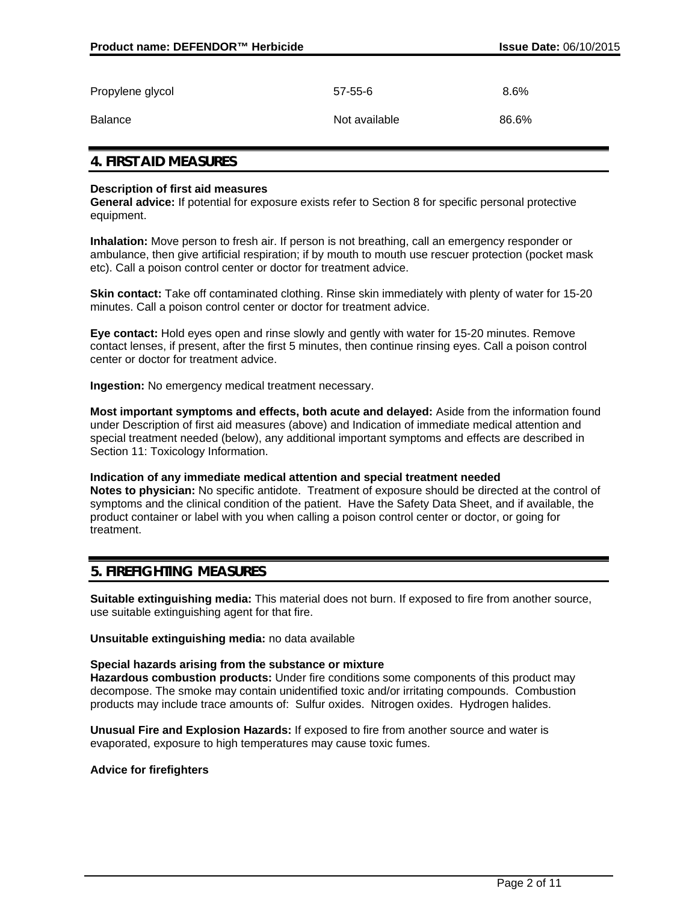| | | |
|---|---|---|
| Propylene glycol | 57-55-6 | 8.6% |
| Balance | Not available | 86.6% |

## 4. FIRST AID MEASURES

**Description of first aid measures**
**General advice:** If potential for exposure exists refer to Section 8 for specific personal protective equipment.

**Inhalation:** Move person to fresh air. If person is not breathing, call an emergency responder or ambulance, then give artificial respiration; if by mouth to mouth use rescuer protection (pocket mask etc). Call a poison control center or doctor for treatment advice.

**Skin contact:** Take off contaminated clothing. Rinse skin immediately with plenty of water for 15-20 minutes. Call a poison control center or doctor for treatment advice.

**Eye contact:** Hold eyes open and rinse slowly and gently with water for 15-20 minutes. Remove contact lenses, if present, after the first 5 minutes, then continue rinsing eyes. Call a poison control center or doctor for treatment advice.

**Ingestion:** No emergency medical treatment necessary.

**Most important symptoms and effects, both acute and delayed:** Aside from the information found under Description of first aid measures (above) and Indication of immediate medical attention and special treatment needed (below), any additional important symptoms and effects are described in Section 11: Toxicology Information.

**Indication of any immediate medical attention and special treatment needed**
**Notes to physician:** No specific antidote. Treatment of exposure should be directed at the control of symptoms and the clinical condition of the patient. Have the Safety Data Sheet, and if available, the product container or label with you when calling a poison control center or doctor, or going for treatment.

## 5. FIREFIGHTING MEASURES

**Suitable extinguishing media:** This material does not burn. If exposed to fire from another source, use suitable extinguishing agent for that fire.

**Unsuitable extinguishing media:** no data available

**Special hazards arising from the substance or mixture**
**Hazardous combustion products:** Under fire conditions some components of this product may decompose. The smoke may contain unidentified toxic and/or irritating compounds. Combustion products may include trace amounts of: Sulfur oxides. Nitrogen oxides. Hydrogen halides.

**Unusual Fire and Explosion Hazards:** If exposed to fire from another source and water is evaporated, exposure to high temperatures may cause toxic fumes.

**Advice for firefighters**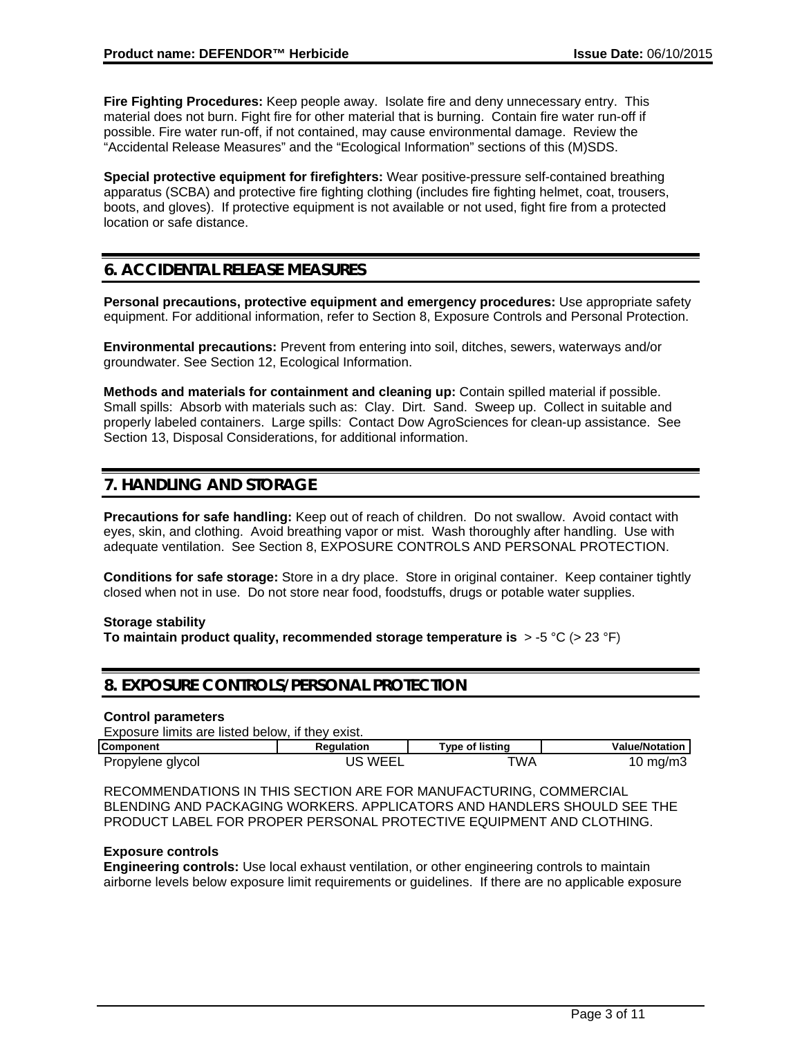**Fire Fighting Procedures:** Keep people away. Isolate fire and deny unnecessary entry. This material does not burn. Fight fire for other material that is burning. Contain fire water run-off if possible. Fire water run-off, if not contained, may cause environmental damage. Review the "Accidental Release Measures" and the "Ecological Information" sections of this (M)SDS.

**Special protective equipment for firefighters:** Wear positive-pressure self-contained breathing apparatus (SCBA) and protective fire fighting clothing (includes fire fighting helmet, coat, trousers, boots, and gloves). If protective equipment is not available or not used, fight fire from a protected location or safe distance.

## 6. ACCIDENTAL RELEASE MEASURES

**Personal precautions, protective equipment and emergency procedures:** Use appropriate safety equipment. For additional information, refer to Section 8, Exposure Controls and Personal Protection.

**Environmental precautions:** Prevent from entering into soil, ditches, sewers, waterways and/or groundwater. See Section 12, Ecological Information.

**Methods and materials for containment and cleaning up:** Contain spilled material if possible. Small spills: Absorb with materials such as: Clay. Dirt. Sand. Sweep up. Collect in suitable and properly labeled containers. Large spills: Contact Dow AgroSciences for clean-up assistance. See Section 13, Disposal Considerations, for additional information.

## 7. HANDLING AND STORAGE

**Precautions for safe handling:** Keep out of reach of children. Do not swallow. Avoid contact with eyes, skin, and clothing. Avoid breathing vapor or mist. Wash thoroughly after handling. Use with adequate ventilation. See Section 8, EXPOSURE CONTROLS AND PERSONAL PROTECTION.

**Conditions for safe storage:** Store in a dry place. Store in original container. Keep container tightly closed when not in use. Do not store near food, foodstuffs, drugs or potable water supplies.

**Storage stability**
**To maintain product quality, recommended storage temperature is** > -5 °C (> 23 °F)

## 8. EXPOSURE CONTROLS/PERSONAL PROTECTION

**Control parameters**
Exposure limits are listed below, if they exist.

| Component | Regulation | Type of listing | Value/Notation |
|---|---|---|---|
| Propylene glycol | US WEEL | TWA | 10 mg/m3 |

RECOMMENDATIONS IN THIS SECTION ARE FOR MANUFACTURING, COMMERCIAL BLENDING AND PACKAGING WORKERS. APPLICATORS AND HANDLERS SHOULD SEE THE PRODUCT LABEL FOR PROPER PERSONAL PROTECTIVE EQUIPMENT AND CLOTHING.

**Exposure controls**
**Engineering controls:** Use local exhaust ventilation, or other engineering controls to maintain airborne levels below exposure limit requirements or guidelines. If there are no applicable exposure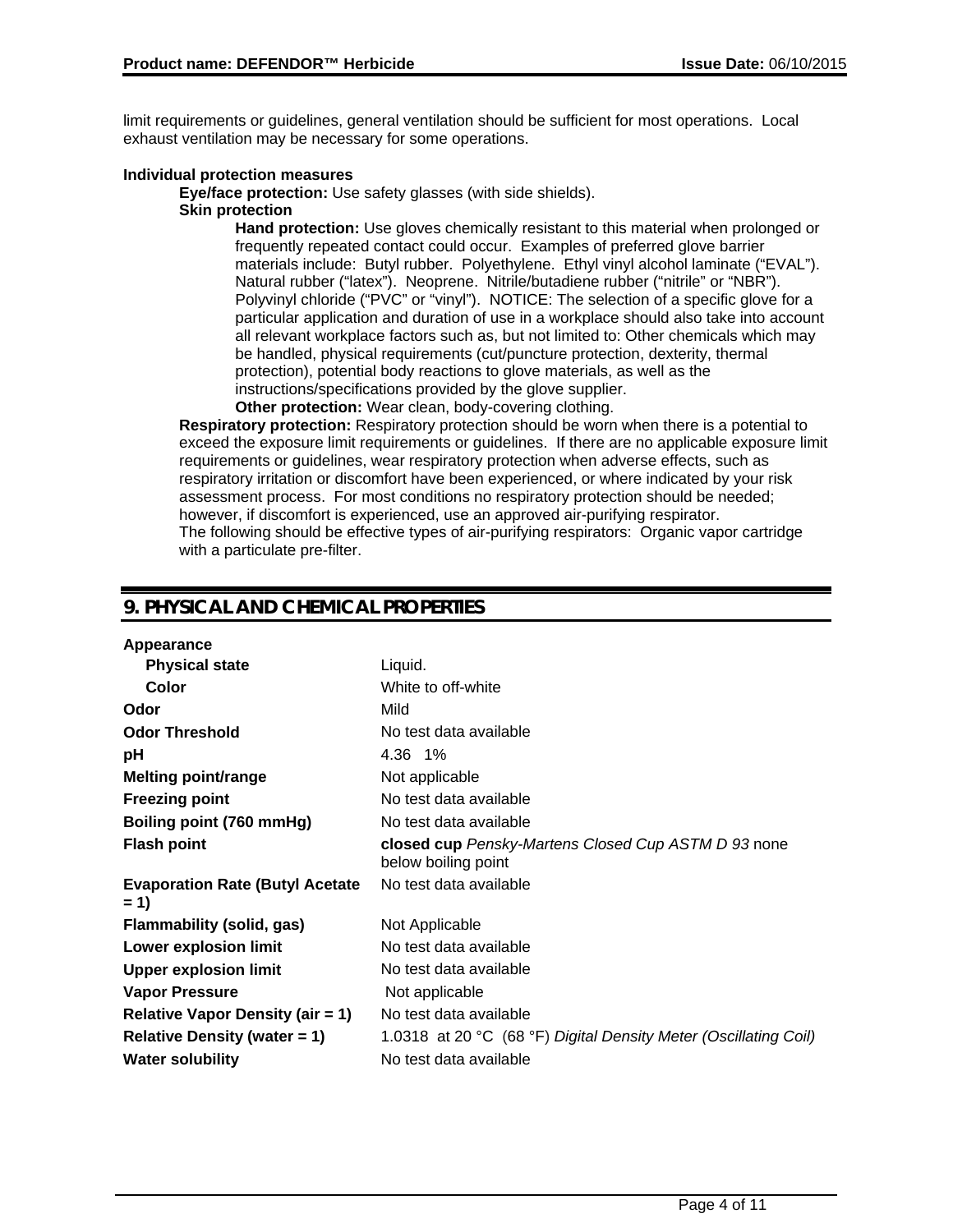limit requirements or guidelines, general ventilation should be sufficient for most operations. Local exhaust ventilation may be necessary for some operations.

**Individual protection measures**

**Eye/face protection:** Use safety glasses (with side shields).

**Skin protection**

**Hand protection:** Use gloves chemically resistant to this material when prolonged or frequently repeated contact could occur. Examples of preferred glove barrier materials include: Butyl rubber. Polyethylene. Ethyl vinyl alcohol laminate ("EVAL"). Natural rubber ("latex"). Neoprene. Nitrile/butadiene rubber ("nitrile" or "NBR"). Polyvinyl chloride ("PVC" or "vinyl"). NOTICE: The selection of a specific glove for a particular application and duration of use in a workplace should also take into account all relevant workplace factors such as, but not limited to: Other chemicals which may be handled, physical requirements (cut/puncture protection, dexterity, thermal protection), potential body reactions to glove materials, as well as the instructions/specifications provided by the glove supplier.

**Other protection:** Wear clean, body-covering clothing.

**Respiratory protection:** Respiratory protection should be worn when there is a potential to exceed the exposure limit requirements or guidelines. If there are no applicable exposure limit requirements or guidelines, wear respiratory protection when adverse effects, such as respiratory irritation or discomfort have been experienced, or where indicated by your risk assessment process. For most conditions no respiratory protection should be needed; however, if discomfort is experienced, use an approved air-purifying respirator. The following should be effective types of air-purifying respirators: Organic vapor cartridge with a particulate pre-filter.

## 9. PHYSICAL AND CHEMICAL PROPERTIES

| | |
|---|---|
| **Appearance** | |
| **Physical state** | Liquid. |
| **Color** | White to off-white |
| **Odor** | Mild |
| **Odor Threshold** | No test data available |
| **pH** | 4.36 1% |
| **Melting point/range** | Not applicable |
| **Freezing point** | No test data available |
| **Boiling point (760 mmHg)** | No test data available |
| **Flash point** | **closed cup** *Pensky-Martens Closed Cup ASTM D 93* none below boiling point |
| **Evaporation Rate (Butyl Acetate = 1)** | No test data available |
| **Flammability (solid, gas)** | Not Applicable |
| **Lower explosion limit** | No test data available |
| **Upper explosion limit** | No test data available |
| **Vapor Pressure** | Not applicable |
| **Relative Vapor Density (air = 1)** | No test data available |
| **Relative Density (water = 1)** | 1.0318 at 20 °C (68 °F) *Digital Density Meter (Oscillating Coil)* |
| **Water solubility** | No test data available |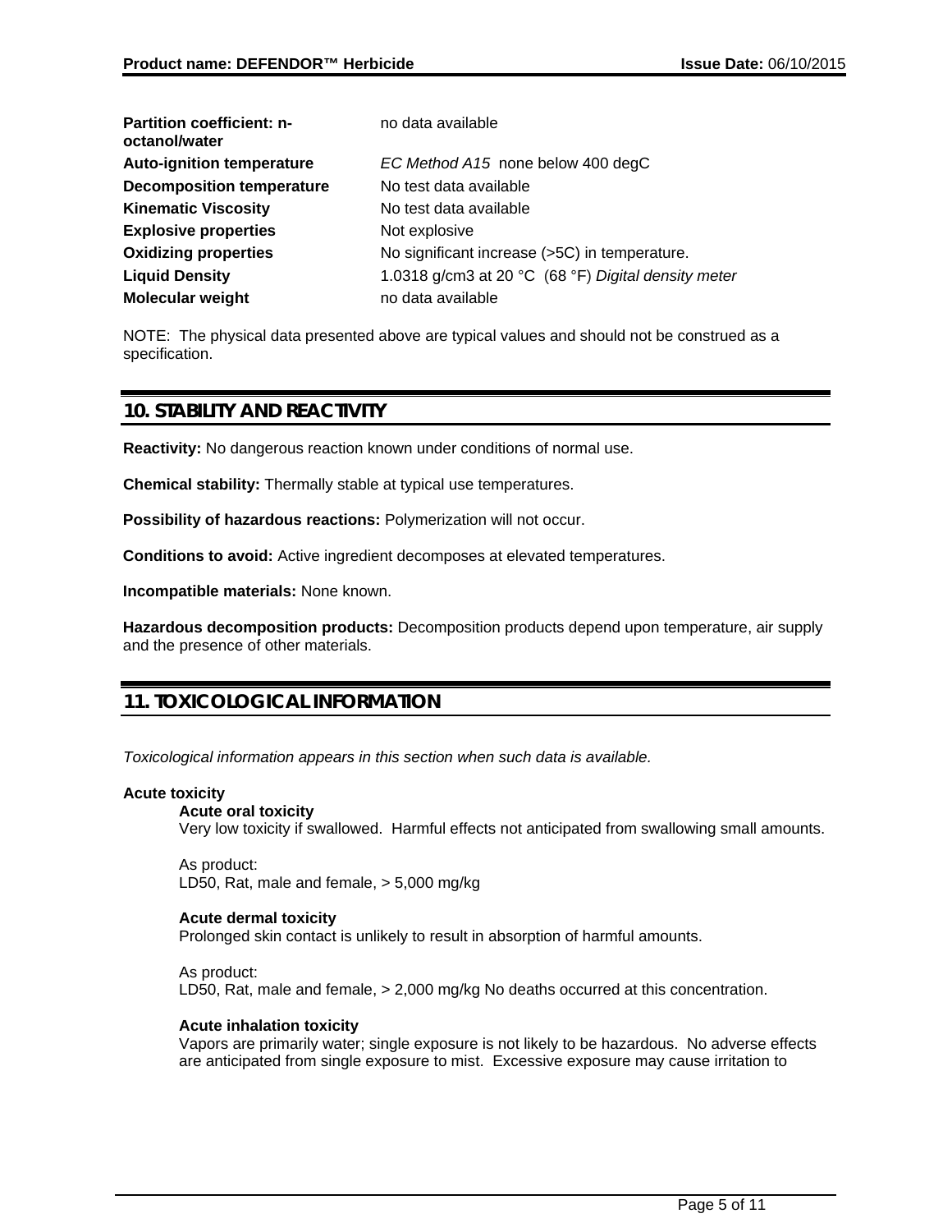| | |
|---|---|
| **Partition coefficient: n-octanol/water** | no data available |
| **Auto-ignition temperature** | *EC Method A15* none below 400 degC |
| **Decomposition temperature** | No test data available |
| **Kinematic Viscosity** | No test data available |
| **Explosive properties** | Not explosive |
| **Oxidizing properties** | No significant increase (>5C) in temperature. |
| **Liquid Density** | 1.0318 g/cm3 at 20 °C (68 °F) *Digital density meter* |
| **Molecular weight** | no data available |

NOTE: The physical data presented above are typical values and should not be construed as a specification.

## 10. STABILITY AND REACTIVITY

**Reactivity:** No dangerous reaction known under conditions of normal use.

**Chemical stability:** Thermally stable at typical use temperatures.

**Possibility of hazardous reactions:** Polymerization will not occur.

**Conditions to avoid:** Active ingredient decomposes at elevated temperatures.

**Incompatible materials:** None known.

**Hazardous decomposition products:** Decomposition products depend upon temperature, air supply and the presence of other materials.

## 11. TOXICOLOGICAL INFORMATION

*Toxicological information appears in this section when such data is available.*

**Acute toxicity**

**Acute oral toxicity**
Very low toxicity if swallowed. Harmful effects not anticipated from swallowing small amounts.

As product:
LD50, Rat, male and female, > 5,000 mg/kg

**Acute dermal toxicity**
Prolonged skin contact is unlikely to result in absorption of harmful amounts.

As product:
LD50, Rat, male and female, > 2,000 mg/kg No deaths occurred at this concentration.

**Acute inhalation toxicity**
Vapors are primarily water; single exposure is not likely to be hazardous. No adverse effects are anticipated from single exposure to mist. Excessive exposure may cause irritation to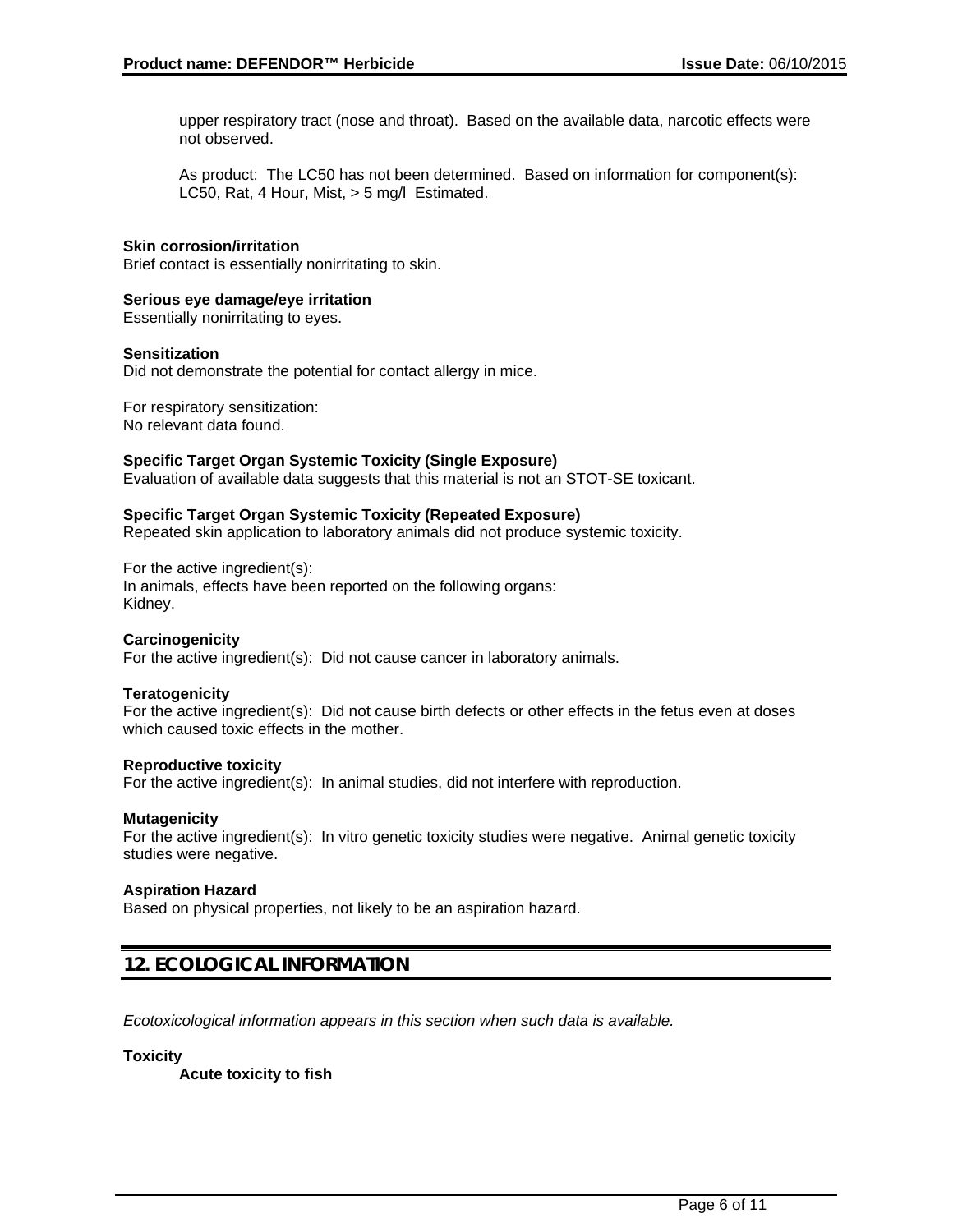upper respiratory tract (nose and throat). Based on the available data, narcotic effects were not observed.

As product: The LC50 has not been determined. Based on information for component(s): LC50, Rat, 4 Hour, Mist, > 5 mg/l Estimated.

**Skin corrosion/irritation**
Brief contact is essentially nonirritating to skin.

**Serious eye damage/eye irritation**
Essentially nonirritating to eyes.

**Sensitization**
Did not demonstrate the potential for contact allergy in mice.

For respiratory sensitization:
No relevant data found.

**Specific Target Organ Systemic Toxicity (Single Exposure)**
Evaluation of available data suggests that this material is not an STOT-SE toxicant.

**Specific Target Organ Systemic Toxicity (Repeated Exposure)**
Repeated skin application to laboratory animals did not produce systemic toxicity.

For the active ingredient(s):
In animals, effects have been reported on the following organs:
Kidney.

**Carcinogenicity**
For the active ingredient(s): Did not cause cancer in laboratory animals.

**Teratogenicity**
For the active ingredient(s): Did not cause birth defects or other effects in the fetus even at doses which caused toxic effects in the mother.

**Reproductive toxicity**
For the active ingredient(s): In animal studies, did not interfere with reproduction.

**Mutagenicity**
For the active ingredient(s): In vitro genetic toxicity studies were negative. Animal genetic toxicity studies were negative.

**Aspiration Hazard**
Based on physical properties, not likely to be an aspiration hazard.

## 12. ECOLOGICAL INFORMATION

*Ecotoxicological information appears in this section when such data is available.*

**Toxicity**

**Acute toxicity to fish**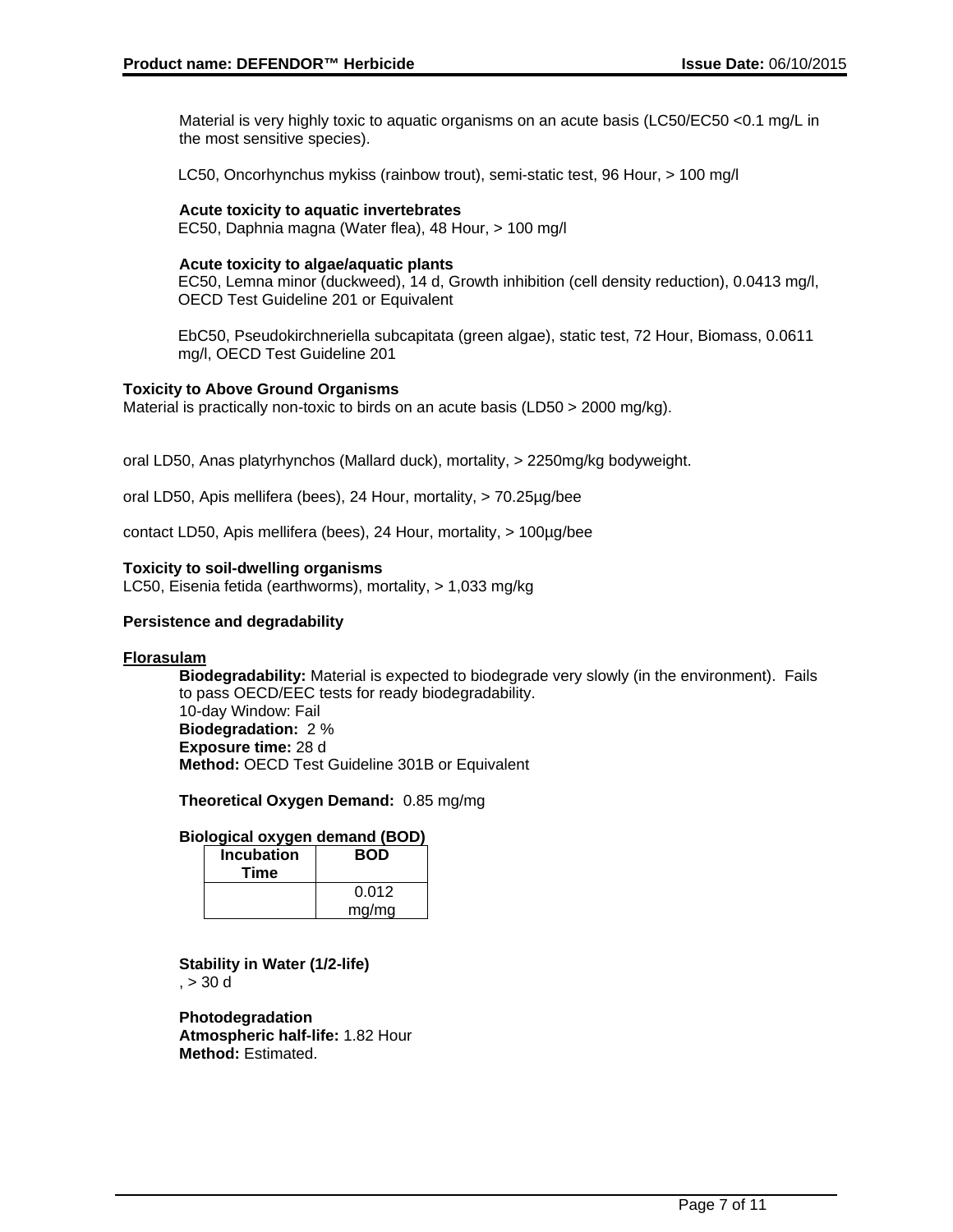Material is very highly toxic to aquatic organisms on an acute basis (LC50/EC50 <0.1 mg/L in the most sensitive species).

LC50, Oncorhynchus mykiss (rainbow trout), semi-static test, 96 Hour, > 100 mg/l

**Acute toxicity to aquatic invertebrates**
EC50, Daphnia magna (Water flea), 48 Hour, > 100 mg/l

**Acute toxicity to algae/aquatic plants**
EC50, Lemna minor (duckweed), 14 d, Growth inhibition (cell density reduction), 0.0413 mg/l, OECD Test Guideline 201 or Equivalent

EbC50, Pseudokirchneriella subcapitata (green algae), static test, 72 Hour, Biomass, 0.0611 mg/l, OECD Test Guideline 201

**Toxicity to Above Ground Organisms**
Material is practically non-toxic to birds on an acute basis (LD50 > 2000 mg/kg).

oral LD50, Anas platyrhynchos (Mallard duck), mortality, > 2250mg/kg bodyweight.

oral LD50, Apis mellifera (bees), 24 Hour, mortality, > 70.25µg/bee

contact LD50, Apis mellifera (bees), 24 Hour, mortality, > 100µg/bee

**Toxicity to soil-dwelling organisms**
LC50, Eisenia fetida (earthworms), mortality, > 1,033 mg/kg

**Persistence and degradability**

**Florasulam**

**Biodegradability:** Material is expected to biodegrade very slowly (in the environment). Fails to pass OECD/EEC tests for ready biodegradability.
10-day Window: Fail
**Biodegradation:** 2 %
**Exposure time:** 28 d
**Method:** OECD Test Guideline 301B or Equivalent

**Theoretical Oxygen Demand:** 0.85 mg/mg

**Biological oxygen demand (BOD)**

| Incubation Time | BOD |
|---|---|
| | 0.012 mg/mg |

**Stability in Water (1/2-life)**
, > 30 d

**Photodegradation**
**Atmospheric half-life:** 1.82 Hour
**Method:** Estimated.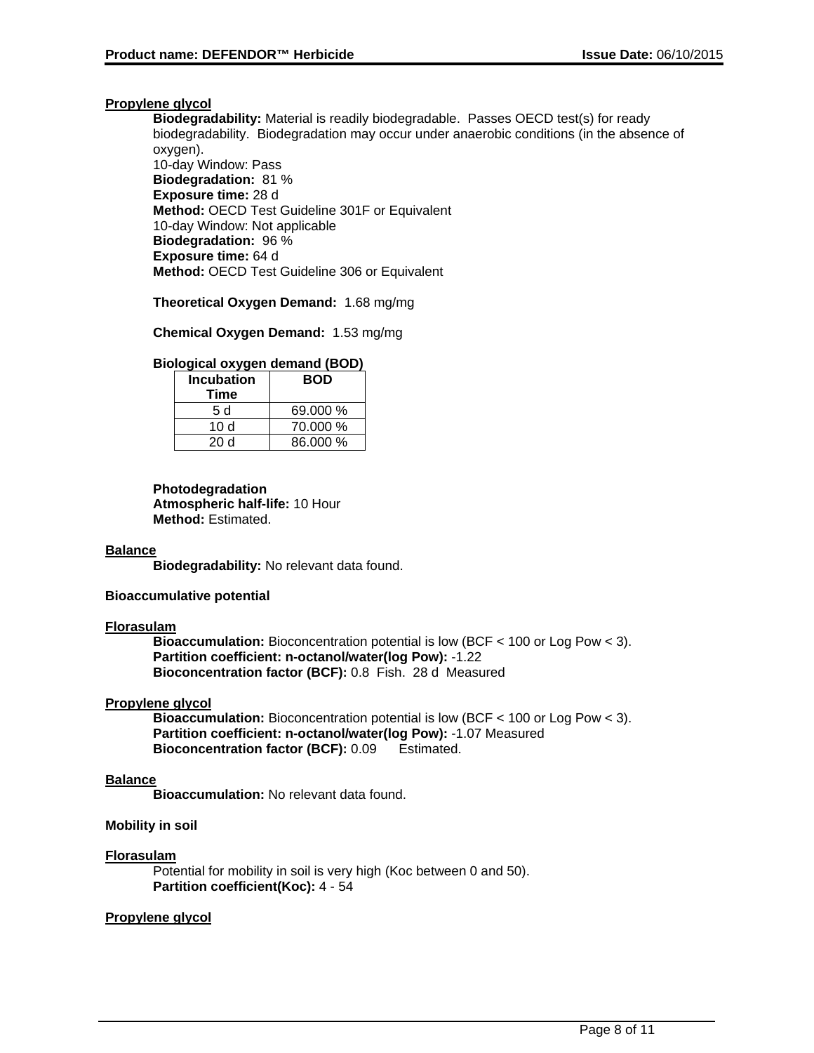**Propylene glycol**

**Biodegradability:** Material is readily biodegradable. Passes OECD test(s) for ready biodegradability. Biodegradation may occur under anaerobic conditions (in the absence of oxygen).
10-day Window: Pass
**Biodegradation:** 81 %
**Exposure time:** 28 d
**Method:** OECD Test Guideline 301F or Equivalent
10-day Window: Not applicable
**Biodegradation:** 96 %
**Exposure time:** 64 d
**Method:** OECD Test Guideline 306 or Equivalent

**Theoretical Oxygen Demand:** 1.68 mg/mg

**Chemical Oxygen Demand:** 1.53 mg/mg

**Biological oxygen demand (BOD)**

| Incubation Time | BOD |
|---|---|
| 5 d | 69.000 % |
| 10 d | 70.000 % |
| 20 d | 86.000 % |

**Photodegradation**
**Atmospheric half-life:** 10 Hour
**Method:** Estimated.

**Balance**

**Biodegradability:** No relevant data found.

**Bioaccumulative potential**

**Florasulam**

**Bioaccumulation:** Bioconcentration potential is low (BCF < 100 or Log Pow < 3).
**Partition coefficient: n-octanol/water(log Pow):** -1.22
**Bioconcentration factor (BCF):** 0.8 Fish. 28 d Measured

**Propylene glycol**

**Bioaccumulation:** Bioconcentration potential is low (BCF < 100 or Log Pow < 3).
**Partition coefficient: n-octanol/water(log Pow):** -1.07 Measured
**Bioconcentration factor (BCF):** 0.09 Estimated.

**Balance**

**Bioaccumulation:** No relevant data found.

**Mobility in soil**

**Florasulam**

Potential for mobility in soil is very high (Koc between 0 and 50).
**Partition coefficient(Koc):** 4 - 54

**Propylene glycol**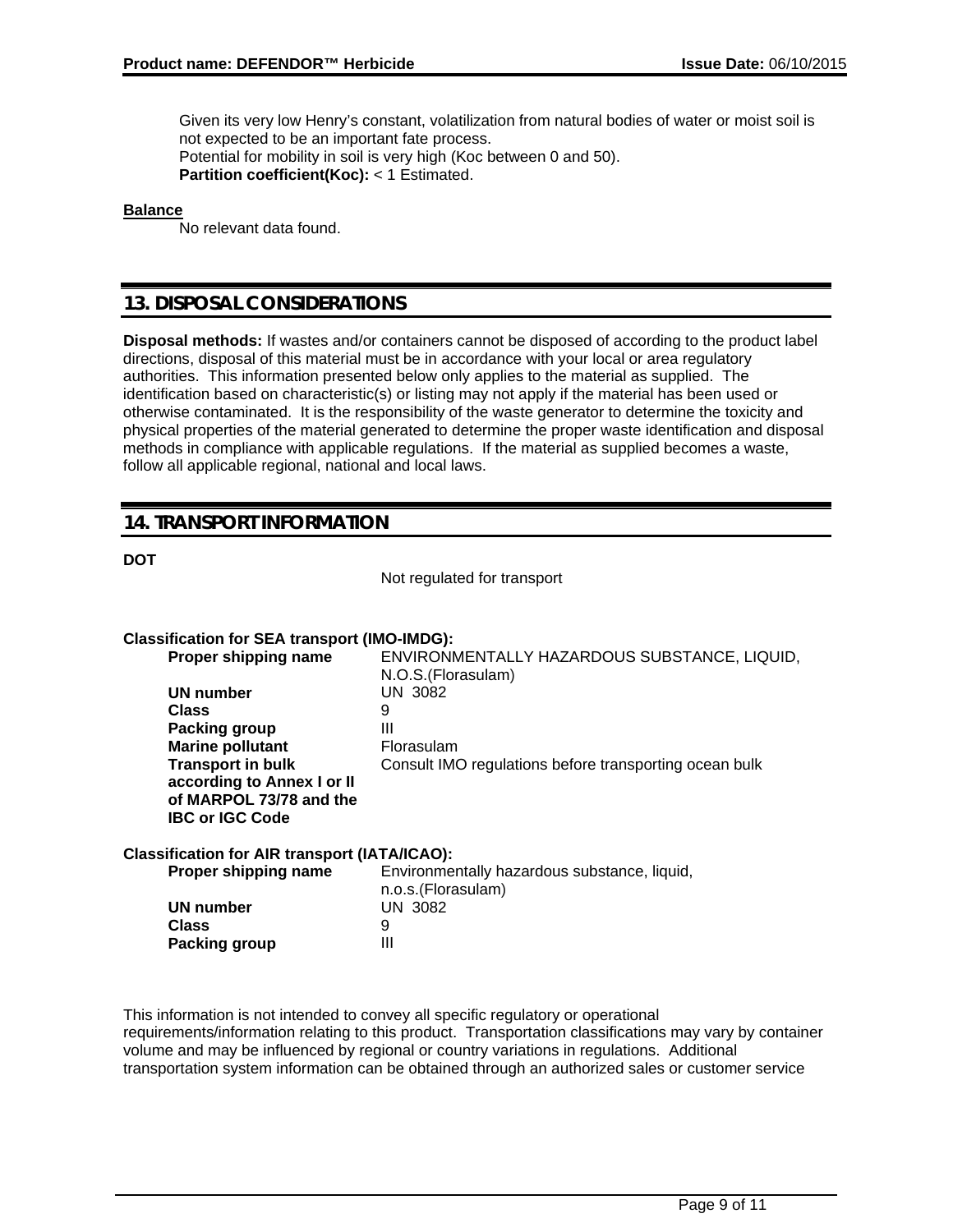Given its very low Henry's constant, volatilization from natural bodies of water or moist soil is not expected to be an important fate process.
Potential for mobility in soil is very high (Koc between 0 and 50).
**Partition coefficient(Koc):** < 1 Estimated.

**Balance**
No relevant data found.

## 13. DISPOSAL CONSIDERATIONS

**Disposal methods:** If wastes and/or containers cannot be disposed of according to the product label directions, disposal of this material must be in accordance with your local or area regulatory authorities. This information presented below only applies to the material as supplied. The identification based on characteristic(s) or listing may not apply if the material has been used or otherwise contaminated. It is the responsibility of the waste generator to determine the toxicity and physical properties of the material generated to determine the proper waste identification and disposal methods in compliance with applicable regulations. If the material as supplied becomes a waste, follow all applicable regional, national and local laws.

## 14. TRANSPORT INFORMATION

**DOT**

Not regulated for transport

**Classification for SEA transport (IMO-IMDG):**

| | |
|---|---|
| **Proper shipping name** | ENVIRONMENTALLY HAZARDOUS SUBSTANCE, LIQUID, N.O.S.(Florasulam) |
| **UN number** | UN 3082 |
| **Class** | 9 |
| **Packing group** | III |
| **Marine pollutant** | Florasulam |
| **Transport in bulk according to Annex I or II of MARPOL 73/78 and the IBC or IGC Code** | Consult IMO regulations before transporting ocean bulk |

**Classification for AIR transport (IATA/ICAO):**

| | |
|---|---|
| **Proper shipping name** | Environmentally hazardous substance, liquid, n.o.s.(Florasulam) |
| **UN number** | UN 3082 |
| **Class** | 9 |
| **Packing group** | III |

This information is not intended to convey all specific regulatory or operational requirements/information relating to this product. Transportation classifications may vary by container volume and may be influenced by regional or country variations in regulations. Additional transportation system information can be obtained through an authorized sales or customer service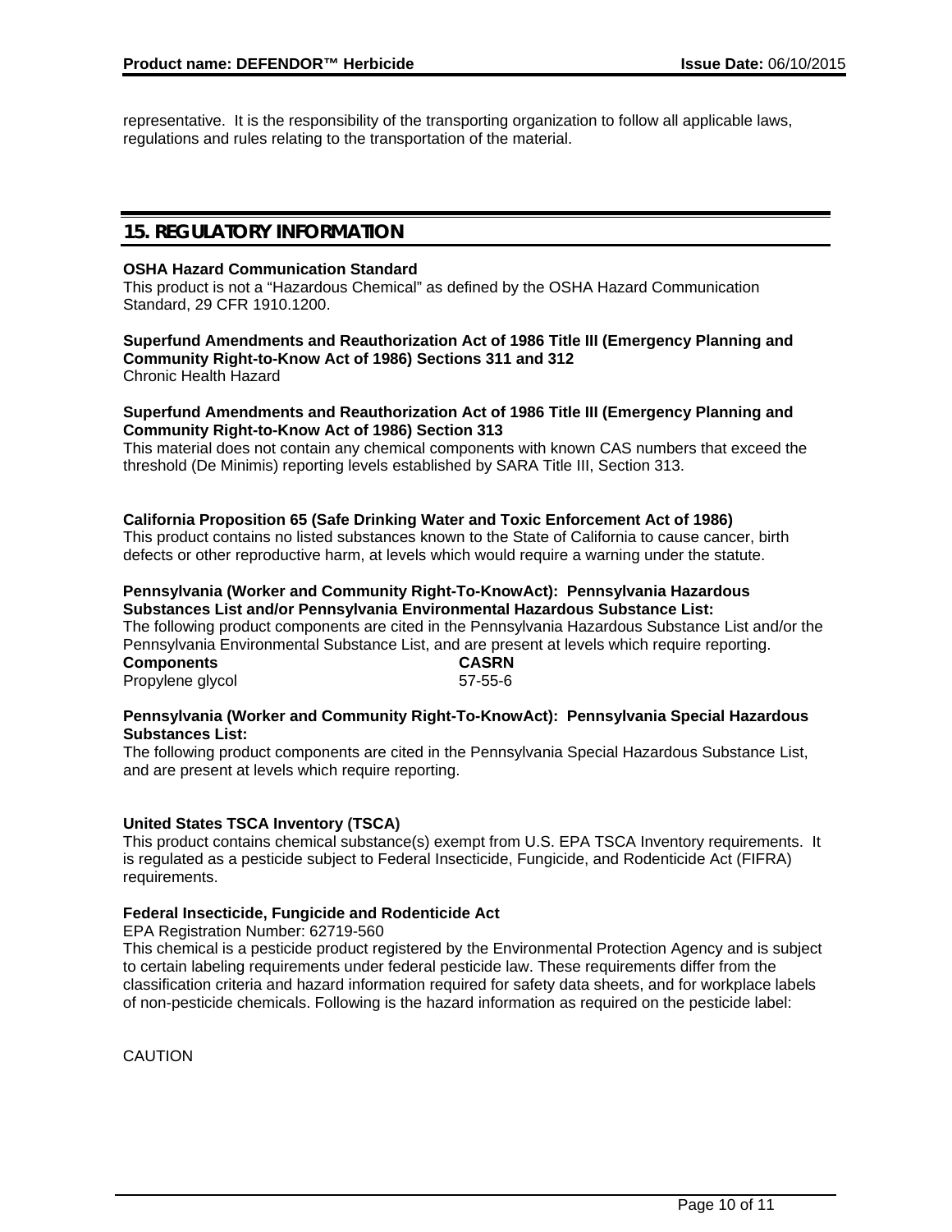representative. It is the responsibility of the transporting organization to follow all applicable laws, regulations and rules relating to the transportation of the material.

## 15. REGULATORY INFORMATION

**OSHA Hazard Communication Standard**
This product is not a "Hazardous Chemical" as defined by the OSHA Hazard Communication Standard, 29 CFR 1910.1200.

**Superfund Amendments and Reauthorization Act of 1986 Title III (Emergency Planning and Community Right-to-Know Act of 1986) Sections 311 and 312**
Chronic Health Hazard

**Superfund Amendments and Reauthorization Act of 1986 Title III (Emergency Planning and Community Right-to-Know Act of 1986) Section 313**
This material does not contain any chemical components with known CAS numbers that exceed the threshold (De Minimis) reporting levels established by SARA Title III, Section 313.

**California Proposition 65 (Safe Drinking Water and Toxic Enforcement Act of 1986)**
This product contains no listed substances known to the State of California to cause cancer, birth defects or other reproductive harm, at levels which would require a warning under the statute.

**Pennsylvania (Worker and Community Right-To-KnowAct): Pennsylvania Hazardous Substances List and/or Pennsylvania Environmental Hazardous Substance List:**
The following product components are cited in the Pennsylvania Hazardous Substance List and/or the Pennsylvania Environmental Substance List, and are present at levels which require reporting.

| Components | CASRN |
| --- | --- |
| Propylene glycol | 57-55-6 |

**Pennsylvania (Worker and Community Right-To-KnowAct): Pennsylvania Special Hazardous Substances List:**
The following product components are cited in the Pennsylvania Special Hazardous Substance List, and are present at levels which require reporting.

**United States TSCA Inventory (TSCA)**
This product contains chemical substance(s) exempt from U.S. EPA TSCA Inventory requirements. It is regulated as a pesticide subject to Federal Insecticide, Fungicide, and Rodenticide Act (FIFRA) requirements.

**Federal Insecticide, Fungicide and Rodenticide Act**
EPA Registration Number: 62719-560
This chemical is a pesticide product registered by the Environmental Protection Agency and is subject to certain labeling requirements under federal pesticide law. These requirements differ from the classification criteria and hazard information required for safety data sheets, and for workplace labels of non-pesticide chemicals. Following is the hazard information as required on the pesticide label:

CAUTION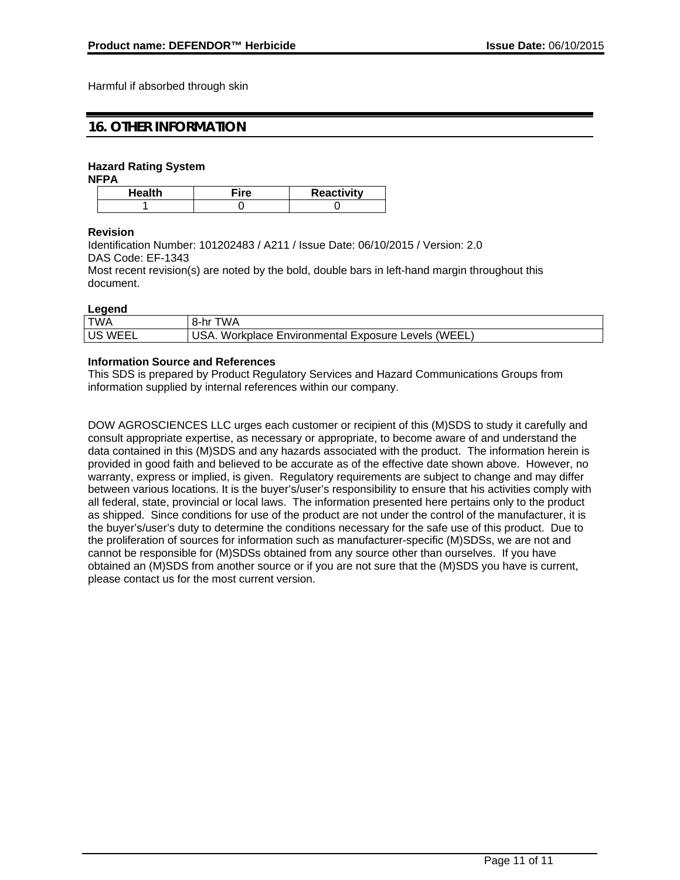Harmful if absorbed through skin

## 16. OTHER INFORMATION

**Hazard Rating System**

**NFPA**

| Health | Fire | Reactivity |
|---|---|---|
| 1 | 0 | 0 |

**Revision**

Identification Number: 101202483 / A211 / Issue Date: 06/10/2015 / Version: 2.0
DAS Code: EF-1343
Most recent revision(s) are noted by the bold, double bars in left-hand margin throughout this document.

**Legend**

| | |
|---|---|
| TWA | 8-hr TWA |
| US WEEL | USA. Workplace Environmental Exposure Levels (WEEL) |

**Information Source and References**

This SDS is prepared by Product Regulatory Services and Hazard Communications Groups from information supplied by internal references within our company.

DOW AGROSCIENCES LLC urges each customer or recipient of this (M)SDS to study it carefully and consult appropriate expertise, as necessary or appropriate, to become aware of and understand the data contained in this (M)SDS and any hazards associated with the product. The information herein is provided in good faith and believed to be accurate as of the effective date shown above. However, no warranty, express or implied, is given. Regulatory requirements are subject to change and may differ between various locations. It is the buyer's/user's responsibility to ensure that his activities comply with all federal, state, provincial or local laws. The information presented here pertains only to the product as shipped. Since conditions for use of the product are not under the control of the manufacturer, it is the buyer's/user's duty to determine the conditions necessary for the safe use of this product. Due to the proliferation of sources for information such as manufacturer-specific (M)SDSs, we are not and cannot be responsible for (M)SDSs obtained from any source other than ourselves. If you have obtained an (M)SDS from another source or if you are not sure that the (M)SDS you have is current, please contact us for the most current version.